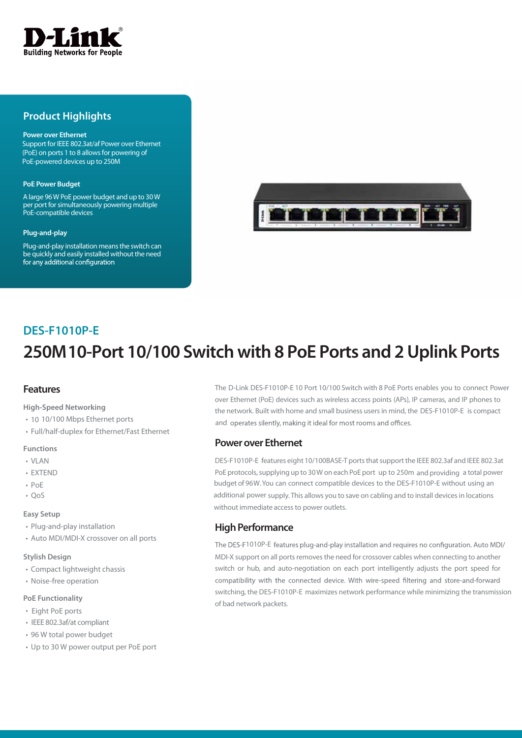D-Link
Building Networks for People

## Product Highlights

**Power over Ethernet**
Support for IEEE 802.3at/af Power over Ethernet (PoE) on ports 1 to 8 allows for powering of PoE-powered devices up to 250M

**PoE Power Budget**
A large 96 W PoE power budget and up to 30 W per port for simultaneously powering multiple PoE-compatible devices

**Plug-and-play**
Plug-and-play installation means the switch can be quickly and easily installed without the need for any additional configuration

## DES-F1010P-E

# 250M 10-Port 10/100 Switch with 8 PoE Ports and 2 Uplink Ports

## Features

**High-Speed Networking**

- 10 10/100 Mbps Ethernet ports
- Full/half-duplex for Ethernet/Fast Ethernet

**Functions**

- VLAN
- EXTEND
- PoE
- QoS

**Easy Setup**

- Plug-and-play installation
- Auto MDI/MDI-X crossover on all ports

**Stylish Design**

- Compact lightweight chassis
- Noise-free operation

**PoE Functionality**

- Eight PoE ports
- IEEE 802.3af/at compliant
- 96 W total power budget
- Up to 30 W power output per PoE port

The D-Link DES-F1010P-E 10 Port 10/100 Switch with 8 PoE Ports enables you to connect Power over Ethernet (PoE) devices such as wireless access points (APs), IP cameras, and IP phones to the network. Built with home and small business users in mind, the DES-F1010P-E is compact and operates silently, making it ideal for most rooms and offices.

## Power over Ethernet

DES-F1010P-E features eight 10/100BASE-T ports that support the IEEE 802.3af and IEEE 802.3at PoE protocols, supplying up to 30 W on each PoE port up to 250m and providing a total power budget of 96W. You can connect compatible devices to the DES-F1010P-E without using an additional power supply. This allows you to save on cabling and to install devices in locations without immediate access to power outlets.

## High Performance

The DES-F1010P-E features plug-and-play installation and requires no configuration. Auto MDI/MDI-X support on all ports removes the need for crossover cables when connecting to another switch or hub, and auto-negotiation on each port intelligently adjusts the port speed for compatibility with the connected device. With wire-speed filtering and store-and-forward switching, the DES-F1010P-E maximizes network performance while minimizing the transmission of bad network packets.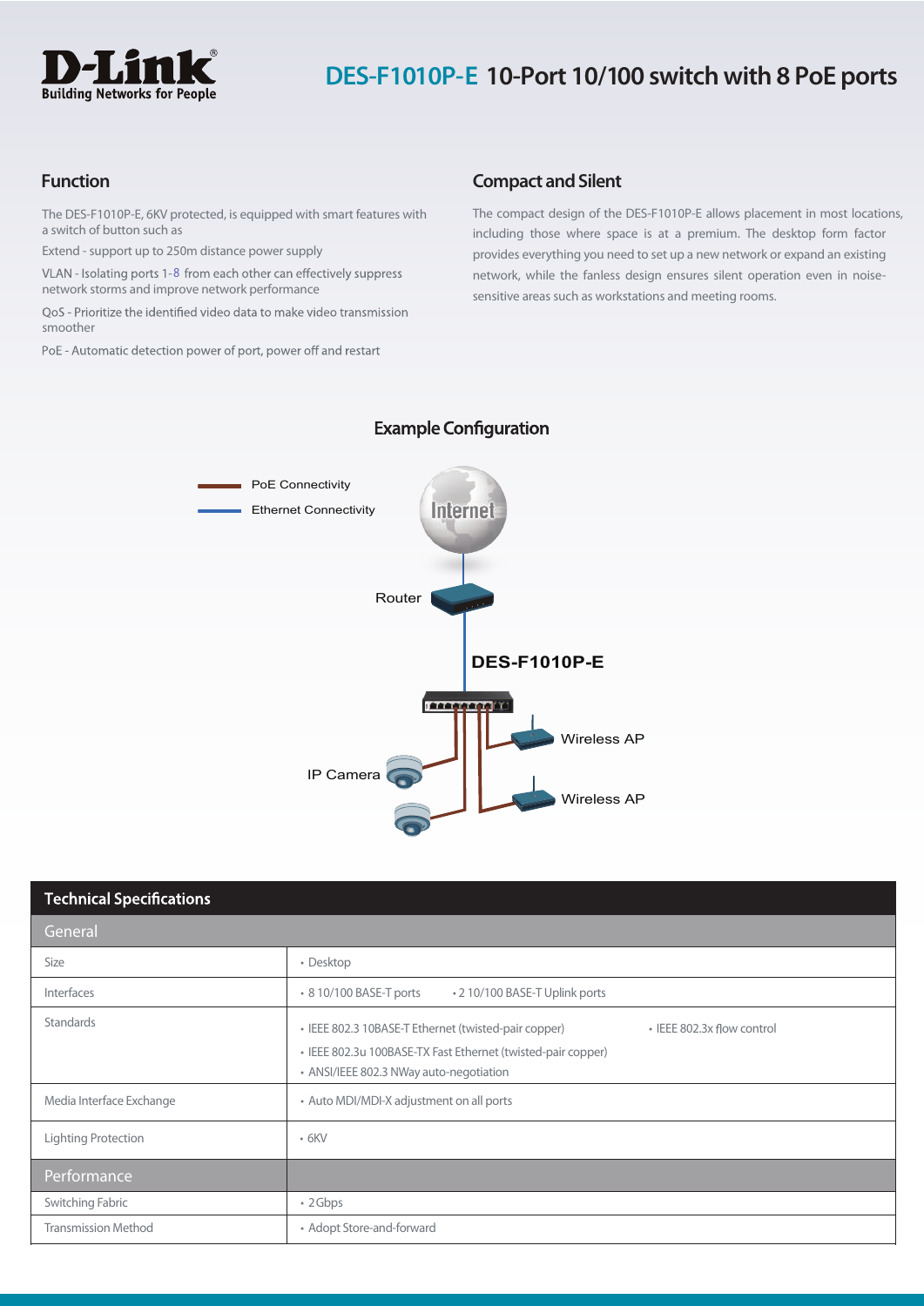# DES-F1010P-E 10-Port 10/100 switch with 8 PoE ports

## Function

The DES-F1010P-E, 6KV protected, is equipped with smart features with a switch of button such as

Extend - support up to 250m distance power supply

VLAN - Isolating ports 1-8 from each other can effectively suppress network storms and improve network performance

QoS - Prioritize the identified video data to make video transmission smoother

PoE - Automatic detection power of port, power off and restart

## Compact and Silent

The compact design of the DES-F1010P-E allows placement in most locations, including those where space is at a premium. The desktop form factor provides everything you need to set up a new network or expand an existing network, while the fanless design ensures silent operation even in noise-sensitive areas such as workstations and meeting rooms.

## Example Configuration

PoE Connectivity

Ethernet Connectivity

Internet

Router

DES-F1010P-E

Wireless AP

IP Camera

Wireless AP

## Technical Specifications

| General | |
|---|---|
| Size | • Desktop |
| Interfaces | • 8 10/100 BASE-T ports • 2 10/100 BASE-T Uplink ports |
| Standards | • IEEE 802.3 10BASE-T Ethernet (twisted-pair copper) • IEEE 802.3x flow control<br>• IEEE 802.3u 100BASE-TX Fast Ethernet (twisted-pair copper)<br>• ANSI/IEEE 802.3 NWay auto-negotiation |
| Media Interface Exchange | • Auto MDI/MDI-X adjustment on all ports |
| Lighting Protection | • 6KV |
| **Performance** | |
| Switching Fabric | • 2Gbps |
| Transmission Method | • Adopt Store-and-forward |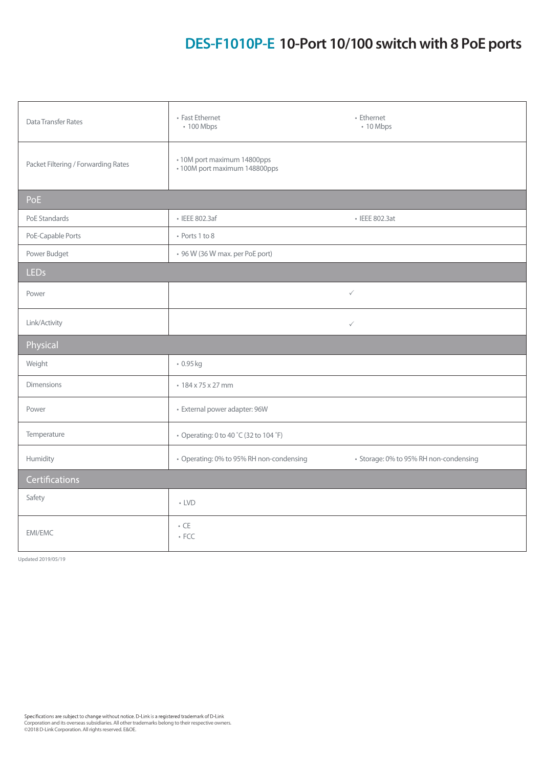# DES-F1010P-E 10-Port 10/100 switch with 8 PoE ports

| | | |
|---|---|---|
| Data Transfer Rates | • Fast Ethernet<br>• 100 Mbps | • Ethernet<br>• 10 Mbps |
| Packet Filtering / Forwarding Rates | • 10M port maximum 14800pps<br>• 100M port maximum 148800pps | |
| **PoE** | | |
| PoE Standards | • IEEE 802.3af | • IEEE 802.3at |
| PoE-Capable Ports | • Ports 1 to 8 | |
| Power Budget | • 96 W (36 W max. per PoE port) | |
| **LEDs** | | |
| Power | ✓ | |
| Link/Activity | ✓ | |
| **Physical** | | |
| Weight | • 0.95 kg | |
| Dimensions | • 184 x 75 x 27 mm | |
| Power | • External power adapter: 96W | |
| Temperature | • Operating: 0 to 40 ˚C (32 to 104 ˚F) | |
| Humidity | • Operating: 0% to 95% RH non-condensing | • Storage: 0% to 95% RH non-condensing |
| **Certifications** | | |
| Safety | • LVD | |
| EMI/EMC | • CE<br>• FCC | |

Updated 2019/05/19

Specifications are subject to change without notice. D-Link is a registered trademark of D-Link Corporation and its overseas subsidiaries. All other trademarks belong to their respective owners. ©2018 D-Link Corporation. All rights reserved. E&OE.